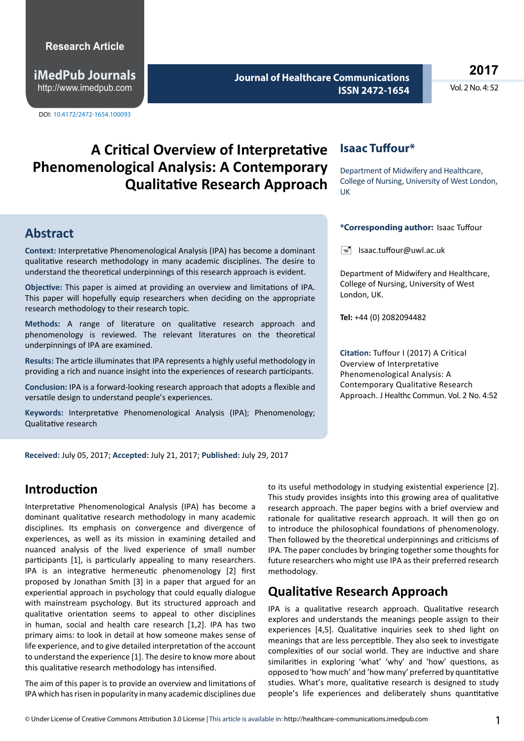Research Article

DOI: 10.4172/2472-1654.100093

# A Critical Overview of Interpretative Phenomenological Analysis: A Contemporary Qualitative Research Approach

**Isaac Tuffour***

Department of Midwifery and Healthcare, College of Nursing, University of West London, UK

## Abstract

**Context:** Interpretative Phenomenological Analysis (IPA) has become a dominant qualitative research methodology in many academic disciplines. The desire to understand the theoretical underpinnings of this research approach is evident.

**Objective:** This paper is aimed at providing an overview and limitations of IPA. This paper will hopefully equip researchers when deciding on the appropriate research methodology to their research topic.

**Methods:** A range of literature on qualitative research approach and phenomenology is reviewed. The relevant literatures on the theoretical underpinnings of IPA are examined.

**Results:** The article illuminates that IPA represents a highly useful methodology in providing a rich and nuance insight into the experiences of research participants.

**Conclusion:** IPA is a forward-looking research approach that adopts a flexible and versatile design to understand people's experiences.

**Keywords:** Interpretative Phenomenological Analysis (IPA); Phenomenology; Qualitative research

**\*Corresponding author:** Isaac Tuffour

Isaac.tuffour@uwl.ac.uk

Department of Midwifery and Healthcare, College of Nursing, University of West London, UK.

**Tel:** +44 (0) 2082094482

**Citation:** Tuffour I (2017) A Critical Overview of Interpretative Phenomenological Analysis: A Contemporary Qualitative Research Approach. J Healthc Commun. Vol. 2 No. 4:52

**Received:** July 05, 2017; **Accepted:** July 21, 2017; **Published:** July 29, 2017

## Introduction

Interpretative Phenomenological Analysis (IPA) has become a dominant qualitative research methodology in many academic disciplines. Its emphasis on convergence and divergence of experiences, as well as its mission in examining detailed and nuanced analysis of the lived experience of small number participants [1], is particularly appealing to many researchers. IPA is an integrative hermeneutic phenomenology [2] first proposed by Jonathan Smith [3] in a paper that argued for an experiential approach in psychology that could equally dialogue with mainstream psychology. But its structured approach and qualitative orientation seems to appeal to other disciplines in human, social and health care research [1,2]. IPA has two primary aims: to look in detail at how someone makes sense of life experience, and to give detailed interpretation of the account to understand the experience [1]. The desire to know more about this qualitative research methodology has intensified.

The aim of this paper is to provide an overview and limitations of IPA which has risen in popularity in many academic disciplines due to its useful methodology in studying existential experience [2]. This study provides insights into this growing area of qualitative research approach. The paper begins with a brief overview and rationale for qualitative research approach. It will then go on to introduce the philosophical foundations of phenomenology. Then followed by the theoretical underpinnings and criticisms of IPA. The paper concludes by bringing together some thoughts for future researchers who might use IPA as their preferred research methodology.

## Qualitative Research Approach

IPA is a qualitative research approach. Qualitative research explores and understands the meanings people assign to their experiences [4,5]. Qualitative inquiries seek to shed light on meanings that are less perceptible. They also seek to investigate complexities of our social world. They are inductive and share similarities in exploring 'what' 'why' and 'how' questions, as opposed to 'how much' and 'how many' preferred by quantitative studies. What's more, qualitative research is designed to study people's life experiences and deliberately shuns quantitative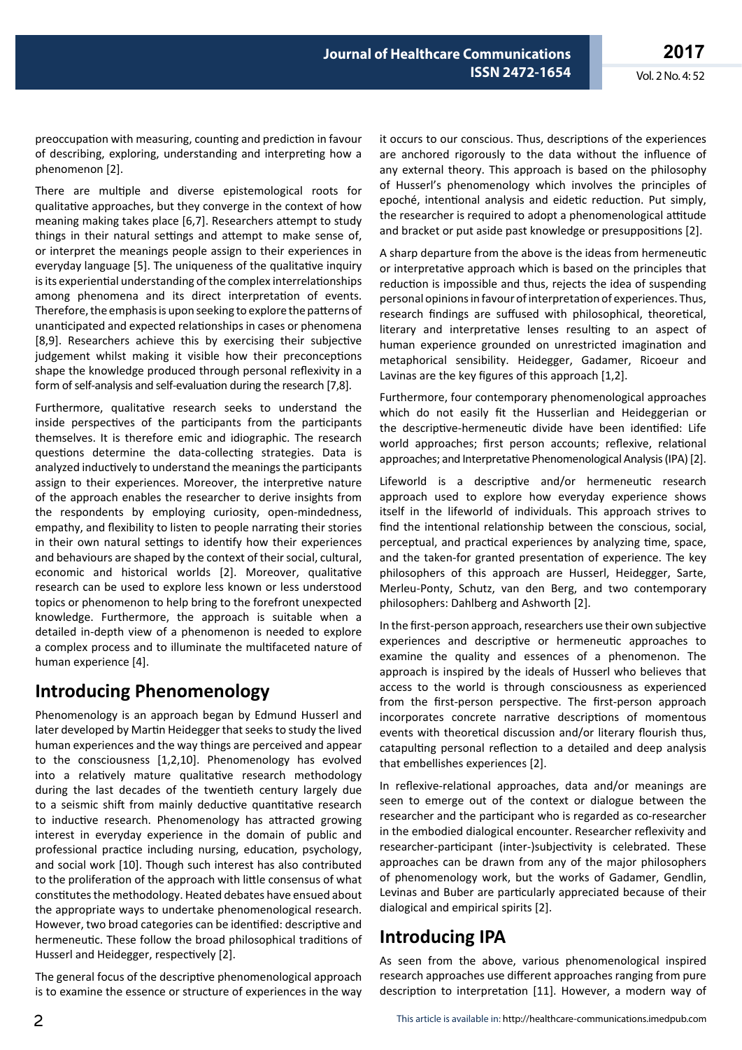preoccupation with measuring, counting and prediction in favour of describing, exploring, understanding and interpreting how a phenomenon [2].

There are multiple and diverse epistemological roots for qualitative approaches, but they converge in the context of how meaning making takes place [6,7]. Researchers attempt to study things in their natural settings and attempt to make sense of, or interpret the meanings people assign to their experiences in everyday language [5]. The uniqueness of the qualitative inquiry is its experiential understanding of the complex interrelationships among phenomena and its direct interpretation of events. Therefore, the emphasis is upon seeking to explore the patterns of unanticipated and expected relationships in cases or phenomena [8,9]. Researchers achieve this by exercising their subjective judgement whilst making it visible how their preconceptions shape the knowledge produced through personal reflexivity in a form of self-analysis and self-evaluation during the research [7,8].

Furthermore, qualitative research seeks to understand the inside perspectives of the participants from the participants themselves. It is therefore emic and idiographic. The research questions determine the data-collecting strategies. Data is analyzed inductively to understand the meanings the participants assign to their experiences. Moreover, the interpretive nature of the approach enables the researcher to derive insights from the respondents by employing curiosity, open-mindedness, empathy, and flexibility to listen to people narrating their stories in their own natural settings to identify how their experiences and behaviours are shaped by the context of their social, cultural, economic and historical worlds [2]. Moreover, qualitative research can be used to explore less known or less understood topics or phenomenon to help bring to the forefront unexpected knowledge. Furthermore, the approach is suitable when a detailed in-depth view of a phenomenon is needed to explore a complex process and to illuminate the multifaceted nature of human experience [4].

## Introducing Phenomenology

Phenomenology is an approach began by Edmund Husserl and later developed by Martin Heidegger that seeks to study the lived human experiences and the way things are perceived and appear to the consciousness [1,2,10]. Phenomenology has evolved into a relatively mature qualitative research methodology during the last decades of the twentieth century largely due to a seismic shift from mainly deductive quantitative research to inductive research. Phenomenology has attracted growing interest in everyday experience in the domain of public and professional practice including nursing, education, psychology, and social work [10]. Though such interest has also contributed to the proliferation of the approach with little consensus of what constitutes the methodology. Heated debates have ensued about the appropriate ways to undertake phenomenological research. However, two broad categories can be identified: descriptive and hermeneutic. These follow the broad philosophical traditions of Husserl and Heidegger, respectively [2].

The general focus of the descriptive phenomenological approach is to examine the essence or structure of experiences in the way it occurs to our conscious. Thus, descriptions of the experiences are anchored rigorously to the data without the influence of any external theory. This approach is based on the philosophy of Husserl's phenomenology which involves the principles of epoché, intentional analysis and eidetic reduction. Put simply, the researcher is required to adopt a phenomenological attitude and bracket or put aside past knowledge or presuppositions [2].

A sharp departure from the above is the ideas from hermeneutic or interpretative approach which is based on the principles that reduction is impossible and thus, rejects the idea of suspending personal opinions in favour of interpretation of experiences. Thus, research findings are suffused with philosophical, theoretical, literary and interpretative lenses resulting to an aspect of human experience grounded on unrestricted imagination and metaphorical sensibility. Heidegger, Gadamer, Ricoeur and Lavinas are the key figures of this approach [1,2].

Furthermore, four contemporary phenomenological approaches which do not easily fit the Husserlian and Heideggerian or the descriptive-hermeneutic divide have been identified: Life world approaches; first person accounts; reflexive, relational approaches; and Interpretative Phenomenological Analysis (IPA) [2].

Lifeworld is a descriptive and/or hermeneutic research approach used to explore how everyday experience shows itself in the lifeworld of individuals. This approach strives to find the intentional relationship between the conscious, social, perceptual, and practical experiences by analyzing time, space, and the taken-for granted presentation of experience. The key philosophers of this approach are Husserl, Heidegger, Sarte, Merleu-Ponty, Schutz, van den Berg, and two contemporary philosophers: Dahlberg and Ashworth [2].

In the first-person approach, researchers use their own subjective experiences and descriptive or hermeneutic approaches to examine the quality and essences of a phenomenon. The approach is inspired by the ideals of Husserl who believes that access to the world is through consciousness as experienced from the first-person perspective. The first-person approach incorporates concrete narrative descriptions of momentous events with theoretical discussion and/or literary flourish thus, catapulting personal reflection to a detailed and deep analysis that embellishes experiences [2].

In reflexive-relational approaches, data and/or meanings are seen to emerge out of the context or dialogue between the researcher and the participant who is regarded as co-researcher in the embodied dialogical encounter. Researcher reflexivity and researcher-participant (inter-)subjectivity is celebrated. These approaches can be drawn from any of the major philosophers of phenomenology work, but the works of Gadamer, Gendlin, Levinas and Buber are particularly appreciated because of their dialogical and empirical spirits [2].

## Introducing IPA

As seen from the above, various phenomenological inspired research approaches use different approaches ranging from pure description to interpretation [11]. However, a modern way of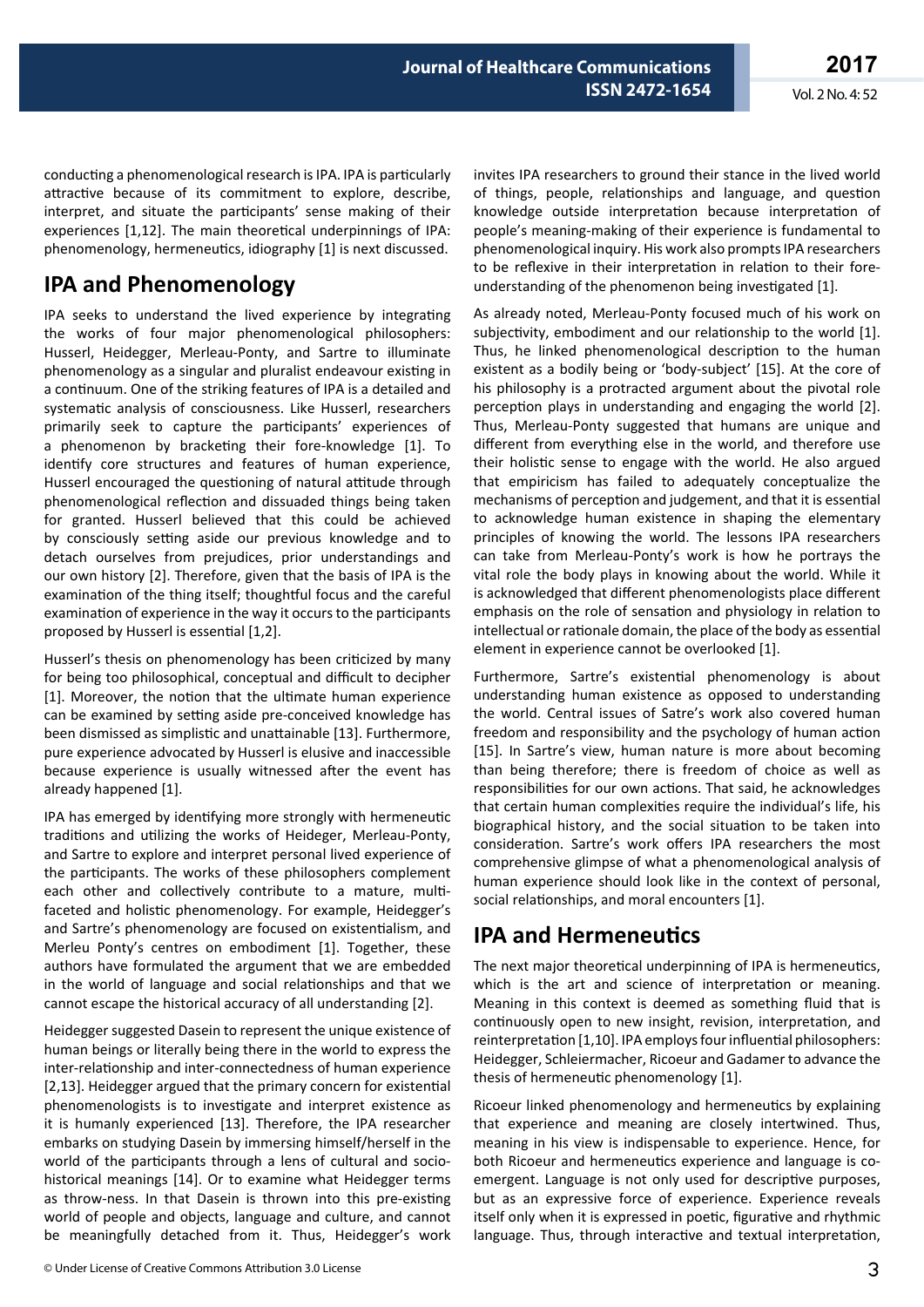conducting a phenomenological research is IPA. IPA is particularly attractive because of its commitment to explore, describe, interpret, and situate the participants' sense making of their experiences [1,12]. The main theoretical underpinnings of IPA: phenomenology, hermeneutics, idiography [1] is next discussed.

## IPA and Phenomenology

IPA seeks to understand the lived experience by integrating the works of four major phenomenological philosophers: Husserl, Heidegger, Merleau-Ponty, and Sartre to illuminate phenomenology as a singular and pluralist endeavour existing in a continuum. One of the striking features of IPA is a detailed and systematic analysis of consciousness. Like Husserl, researchers primarily seek to capture the participants' experiences of a phenomenon by bracketing their fore-knowledge [1]. To identify core structures and features of human experience, Husserl encouraged the questioning of natural attitude through phenomenological reflection and dissuaded things being taken for granted. Husserl believed that this could be achieved by consciously setting aside our previous knowledge and to detach ourselves from prejudices, prior understandings and our own history [2]. Therefore, given that the basis of IPA is the examination of the thing itself; thoughtful focus and the careful examination of experience in the way it occurs to the participants proposed by Husserl is essential [1,2].

Husserl's thesis on phenomenology has been criticized by many for being too philosophical, conceptual and difficult to decipher [1]. Moreover, the notion that the ultimate human experience can be examined by setting aside pre-conceived knowledge has been dismissed as simplistic and unattainable [13]. Furthermore, pure experience advocated by Husserl is elusive and inaccessible because experience is usually witnessed after the event has already happened [1].

IPA has emerged by identifying more strongly with hermeneutic traditions and utilizing the works of Heideger, Merleau-Ponty, and Sartre to explore and interpret personal lived experience of the participants. The works of these philosophers complement each other and collectively contribute to a mature, multi-faceted and holistic phenomenology. For example, Heidegger's and Sartre's phenomenology are focused on existentialism, and Merleu Ponty's centres on embodiment [1]. Together, these authors have formulated the argument that we are embedded in the world of language and social relationships and that we cannot escape the historical accuracy of all understanding [2].

Heidegger suggested Dasein to represent the unique existence of human beings or literally being there in the world to express the inter-relationship and inter-connectedness of human experience [2,13]. Heidegger argued that the primary concern for existential phenomenologists is to investigate and interpret existence as it is humanly experienced [13]. Therefore, the IPA researcher embarks on studying Dasein by immersing himself/herself in the world of the participants through a lens of cultural and socio-historical meanings [14]. Or to examine what Heidegger terms as throw-ness. In that Dasein is thrown into this pre-existing world of people and objects, language and culture, and cannot be meaningfully detached from it. Thus, Heidegger's work invites IPA researchers to ground their stance in the lived world of things, people, relationships and language, and question knowledge outside interpretation because interpretation of people's meaning-making of their experience is fundamental to phenomenological inquiry. His work also prompts IPA researchers to be reflexive in their interpretation in relation to their fore-understanding of the phenomenon being investigated [1].

As already noted, Merleau-Ponty focused much of his work on subjectivity, embodiment and our relationship to the world [1]. Thus, he linked phenomenological description to the human existent as a bodily being or 'body-subject' [15]. At the core of his philosophy is a protracted argument about the pivotal role perception plays in understanding and engaging the world [2]. Thus, Merleau-Ponty suggested that humans are unique and different from everything else in the world, and therefore use their holistic sense to engage with the world. He also argued that empiricism has failed to adequately conceptualize the mechanisms of perception and judgement, and that it is essential to acknowledge human existence in shaping the elementary principles of knowing the world. The lessons IPA researchers can take from Merleau-Ponty's work is how he portrays the vital role the body plays in knowing about the world. While it is acknowledged that different phenomenologists place different emphasis on the role of sensation and physiology in relation to intellectual or rationale domain, the place of the body as essential element in experience cannot be overlooked [1].

Furthermore, Sartre's existential phenomenology is about understanding human existence as opposed to understanding the world. Central issues of Satre's work also covered human freedom and responsibility and the psychology of human action [15]. In Sartre's view, human nature is more about becoming than being therefore; there is freedom of choice as well as responsibilities for our own actions. That said, he acknowledges that certain human complexities require the individual's life, his biographical history, and the social situation to be taken into consideration. Sartre's work offers IPA researchers the most comprehensive glimpse of what a phenomenological analysis of human experience should look like in the context of personal, social relationships, and moral encounters [1].

## IPA and Hermeneutics

The next major theoretical underpinning of IPA is hermeneutics, which is the art and science of interpretation or meaning. Meaning in this context is deemed as something fluid that is continuously open to new insight, revision, interpretation, and reinterpretation [1,10]. IPA employs four influential philosophers: Heidegger, Schleiermacher, Ricoeur and Gadamer to advance the thesis of hermeneutic phenomenology [1].

Ricoeur linked phenomenology and hermeneutics by explaining that experience and meaning are closely intertwined. Thus, meaning in his view is indispensable to experience. Hence, for both Ricoeur and hermeneutics experience and language is co-emergent. Language is not only used for descriptive purposes, but as an expressive force of experience. Experience reveals itself only when it is expressed in poetic, figurative and rhythmic language. Thus, through interactive and textual interpretation,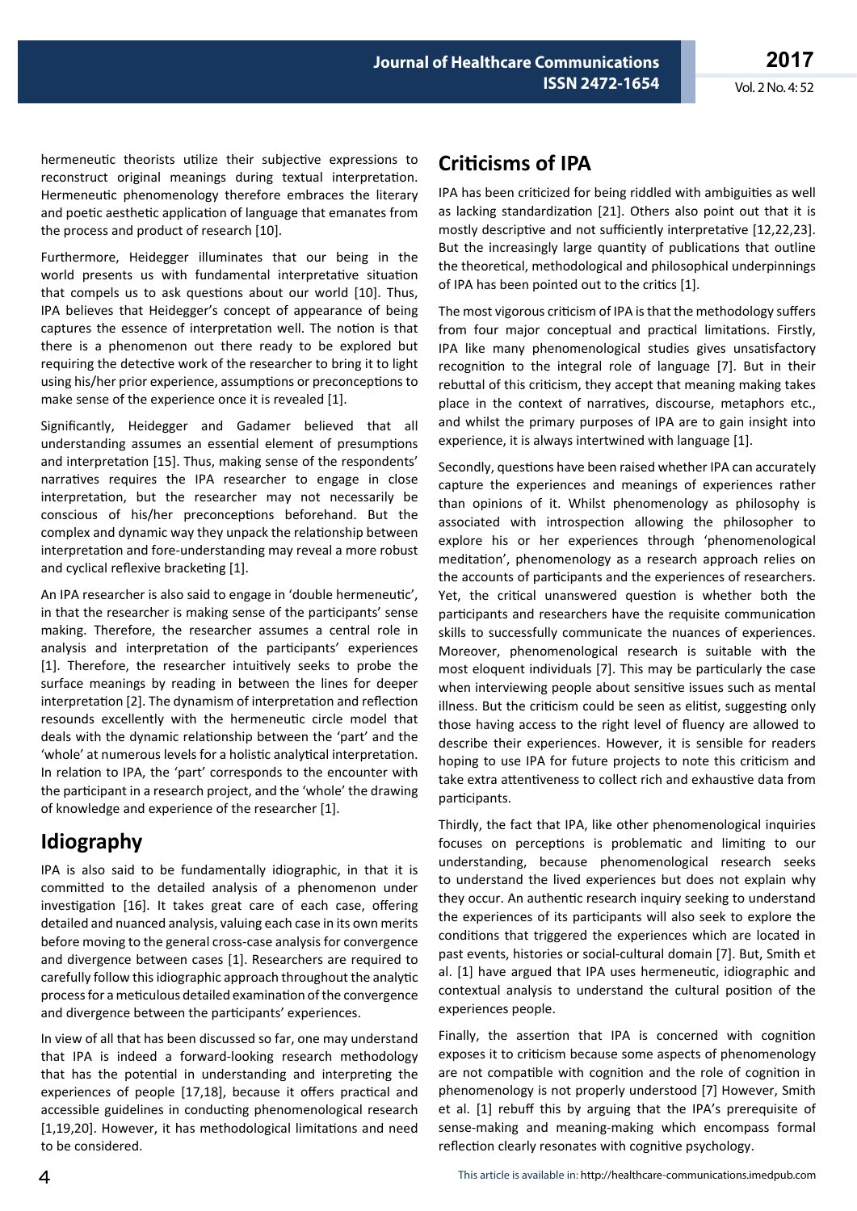hermeneutic theorists utilize their subjective expressions to reconstruct original meanings during textual interpretation. Hermeneutic phenomenology therefore embraces the literary and poetic aesthetic application of language that emanates from the process and product of research [10].

Furthermore, Heidegger illuminates that our being in the world presents us with fundamental interpretative situation that compels us to ask questions about our world [10]. Thus, IPA believes that Heidegger's concept of appearance of being captures the essence of interpretation well. The notion is that there is a phenomenon out there ready to be explored but requiring the detective work of the researcher to bring it to light using his/her prior experience, assumptions or preconceptions to make sense of the experience once it is revealed [1].

Significantly, Heidegger and Gadamer believed that all understanding assumes an essential element of presumptions and interpretation [15]. Thus, making sense of the respondents' narratives requires the IPA researcher to engage in close interpretation, but the researcher may not necessarily be conscious of his/her preconceptions beforehand. But the complex and dynamic way they unpack the relationship between interpretation and fore-understanding may reveal a more robust and cyclical reflexive bracketing [1].

An IPA researcher is also said to engage in 'double hermeneutic', in that the researcher is making sense of the participants' sense making. Therefore, the researcher assumes a central role in analysis and interpretation of the participants' experiences [1]. Therefore, the researcher intuitively seeks to probe the surface meanings by reading in between the lines for deeper interpretation [2]. The dynamism of interpretation and reflection resounds excellently with the hermeneutic circle model that deals with the dynamic relationship between the 'part' and the 'whole' at numerous levels for a holistic analytical interpretation. In relation to IPA, the 'part' corresponds to the encounter with the participant in a research project, and the 'whole' the drawing of knowledge and experience of the researcher [1].

## Idiography

IPA is also said to be fundamentally idiographic, in that it is committed to the detailed analysis of a phenomenon under investigation [16]. It takes great care of each case, offering detailed and nuanced analysis, valuing each case in its own merits before moving to the general cross-case analysis for convergence and divergence between cases [1]. Researchers are required to carefully follow this idiographic approach throughout the analytic process for a meticulous detailed examination of the convergence and divergence between the participants' experiences.

In view of all that has been discussed so far, one may understand that IPA is indeed a forward-looking research methodology that has the potential in understanding and interpreting the experiences of people [17,18], because it offers practical and accessible guidelines in conducting phenomenological research [1,19,20]. However, it has methodological limitations and need to be considered.

## Criticisms of IPA

IPA has been criticized for being riddled with ambiguities as well as lacking standardization [21]. Others also point out that it is mostly descriptive and not sufficiently interpretative [12,22,23]. But the increasingly large quantity of publications that outline the theoretical, methodological and philosophical underpinnings of IPA has been pointed out to the critics [1].

The most vigorous criticism of IPA is that the methodology suffers from four major conceptual and practical limitations. Firstly, IPA like many phenomenological studies gives unsatisfactory recognition to the integral role of language [7]. But in their rebuttal of this criticism, they accept that meaning making takes place in the context of narratives, discourse, metaphors etc., and whilst the primary purposes of IPA are to gain insight into experience, it is always intertwined with language [1].

Secondly, questions have been raised whether IPA can accurately capture the experiences and meanings of experiences rather than opinions of it. Whilst phenomenology as philosophy is associated with introspection allowing the philosopher to explore his or her experiences through 'phenomenological meditation', phenomenology as a research approach relies on the accounts of participants and the experiences of researchers. Yet, the critical unanswered question is whether both the participants and researchers have the requisite communication skills to successfully communicate the nuances of experiences. Moreover, phenomenological research is suitable with the most eloquent individuals [7]. This may be particularly the case when interviewing people about sensitive issues such as mental illness. But the criticism could be seen as elitist, suggesting only those having access to the right level of fluency are allowed to describe their experiences. However, it is sensible for readers hoping to use IPA for future projects to note this criticism and take extra attentiveness to collect rich and exhaustive data from participants.

Thirdly, the fact that IPA, like other phenomenological inquiries focuses on perceptions is problematic and limiting to our understanding, because phenomenological research seeks to understand the lived experiences but does not explain why they occur. An authentic research inquiry seeking to understand the experiences of its participants will also seek to explore the conditions that triggered the experiences which are located in past events, histories or social-cultural domain [7]. But, Smith et al. [1] have argued that IPA uses hermeneutic, idiographic and contextual analysis to understand the cultural position of the experiences people.

Finally, the assertion that IPA is concerned with cognition exposes it to criticism because some aspects of phenomenology are not compatible with cognition and the role of cognition in phenomenology is not properly understood [7] However, Smith et al. [1] rebuff this by arguing that the IPA's prerequisite of sense-making and meaning-making which encompass formal reflection clearly resonates with cognitive psychology.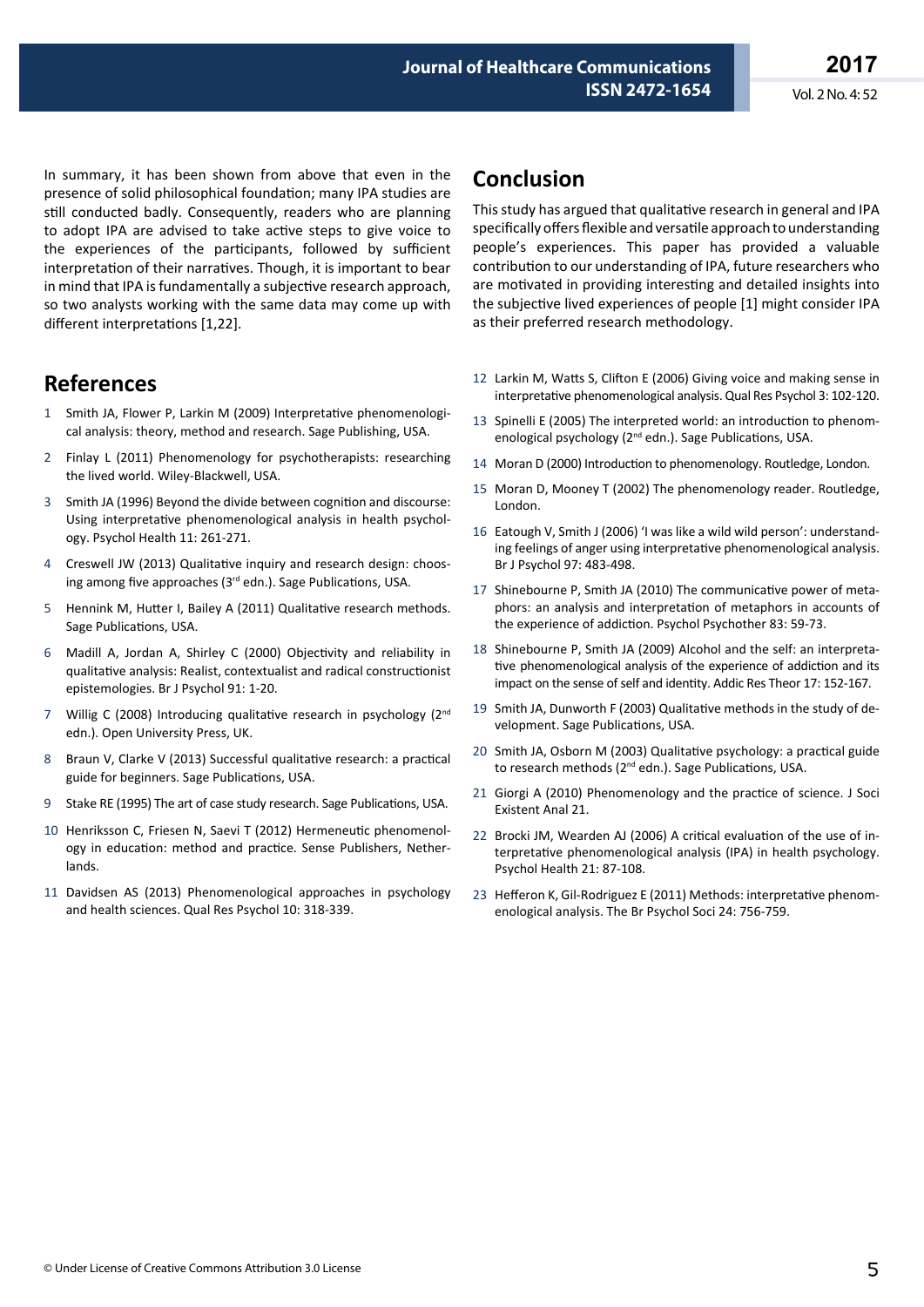In summary, it has been shown from above that even in the presence of solid philosophical foundation; many IPA studies are still conducted badly. Consequently, readers who are planning to adopt IPA are advised to take active steps to give voice to the experiences of the participants, followed by sufficient interpretation of their narratives. Though, it is important to bear in mind that IPA is fundamentally a subjective research approach, so two analysts working with the same data may come up with different interpretations [1,22].

## Conclusion

This study has argued that qualitative research in general and IPA specifically offers flexible and versatile approach to understanding people's experiences. This paper has provided a valuable contribution to our understanding of IPA, future researchers who are motivated in providing interesting and detailed insights into the subjective lived experiences of people [1] might consider IPA as their preferred research methodology.

## References

1. Smith JA, Flower P, Larkin M (2009) Interpretative phenomenological analysis: theory, method and research. Sage Publishing, USA.
2. Finlay L (2011) Phenomenology for psychotherapists: researching the lived world. Wiley-Blackwell, USA.
3. Smith JA (1996) Beyond the divide between cognition and discourse: Using interpretative phenomenological analysis in health psychology. Psychol Health 11: 261-271.
4. Creswell JW (2013) Qualitative inquiry and research design: choosing among five approaches (3rd edn.). Sage Publications, USA.
5. Hennink M, Hutter I, Bailey A (2011) Qualitative research methods. Sage Publications, USA.
6. Madill A, Jordan A, Shirley C (2000) Objectivity and reliability in qualitative analysis: Realist, contextualist and radical constructionist epistemologies. Br J Psychol 91: 1-20.
7. Willig C (2008) Introducing qualitative research in psychology (2nd edn.). Open University Press, UK.
8. Braun V, Clarke V (2013) Successful qualitative research: a practical guide for beginners. Sage Publications, USA.
9. Stake RE (1995) The art of case study research. Sage Publications, USA.
10. Henriksson C, Friesen N, Saevi T (2012) Hermeneutic phenomenology in education: method and practice. Sense Publishers, Netherlands.
11. Davidsen AS (2013) Phenomenological approaches in psychology and health sciences. Qual Res Psychol 10: 318-339.
12. Larkin M, Watts S, Clifton E (2006) Giving voice and making sense in interpretative phenomenological analysis. Qual Res Psychol 3: 102-120.
13. Spinelli E (2005) The interpreted world: an introduction to phenomenological psychology (2nd edn.). Sage Publications, USA.
14. Moran D (2000) Introduction to phenomenology. Routledge, London.
15. Moran D, Mooney T (2002) The phenomenology reader. Routledge, London.
16. Eatough V, Smith J (2006) 'I was like a wild wild person': understanding feelings of anger using interpretative phenomenological analysis. Br J Psychol 97: 483-498.
17. Shinebourne P, Smith JA (2010) The communicative power of metaphors: an analysis and interpretation of metaphors in accounts of the experience of addiction. Psychol Psychother 83: 59-73.
18. Shinebourne P, Smith JA (2009) Alcohol and the self: an interpretative phenomenological analysis of the experience of addiction and its impact on the sense of self and identity. Addic Res Theor 17: 152-167.
19. Smith JA, Dunworth F (2003) Qualitative methods in the study of development. Sage Publications, USA.
20. Smith JA, Osborn M (2003) Qualitative psychology: a practical guide to research methods (2nd edn.). Sage Publications, USA.
21. Giorgi A (2010) Phenomenology and the practice of science. J Soci Existent Anal 21.
22. Brocki JM, Wearden AJ (2006) A critical evaluation of the use of interpretative phenomenological analysis (IPA) in health psychology. Psychol Health 21: 87-108.
23. Hefferon K, Gil-Rodriguez E (2011) Methods: interpretative phenomenological analysis. The Br Psychol Soci 24: 756-759.